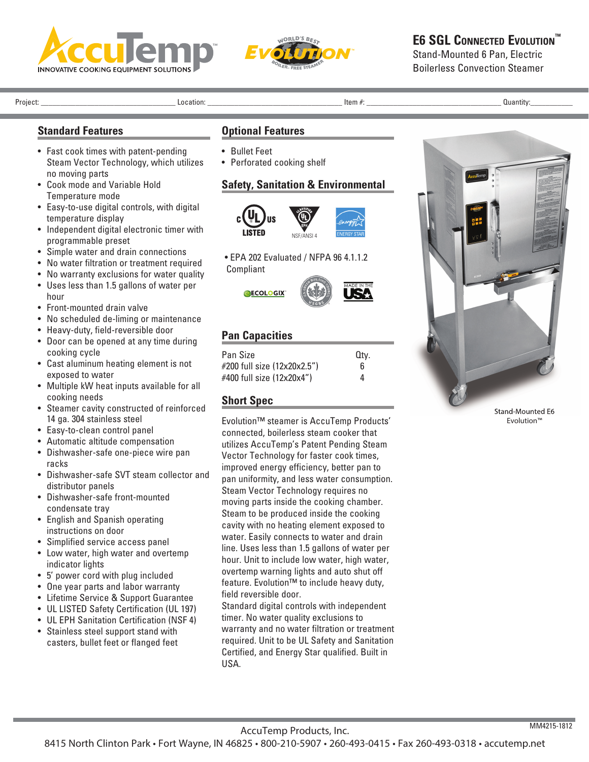AccuTemp
INNOVATIVE COOKING EQUIPMENT SOLUTIONS

World's Best EVOLUTION Boiler-Free Steamer

# E6 SGL Connected Evolution™

Stand-Mounted 6 Pan, Electric Boilerless Convection Steamer

Project: ______________ Location: ______________ Item #: ______________ Quantity: ______________

## Standard Features

- Fast cook times with patent-pending Steam Vector Technology, which utilizes no moving parts
- Cook mode and Variable Hold Temperature mode
- Easy-to-use digital controls, with digital temperature display
- Independent digital electronic timer with programmable preset
- Simple water and drain connections
- No water filtration or treatment required
- No warranty exclusions for water quality
- Uses less than 1.5 gallons of water per hour
- Front-mounted drain valve
- No scheduled de-liming or maintenance
- Heavy-duty, field-reversible door
- Door can be opened at any time during cooking cycle
- Cast aluminum heating element is not exposed to water
- Multiple kW heat inputs available for all cooking needs
- Steamer cavity constructed of reinforced 14 ga. 304 stainless steel
- Easy-to-clean control panel
- Automatic altitude compensation
- Dishwasher-safe one-piece wire pan racks
- Dishwasher-safe SVT steam collector and distributor panels
- Dishwasher-safe front-mounted condensate tray
- English and Spanish operating instructions on door
- Simplified service access panel
- Low water, high water and overtemp indicator lights
- 5' power cord with plug included
- One year parts and labor warranty
- Lifetime Service & Support Guarantee
- UL LISTED Safety Certification (UL 197)
- UL EPH Sanitation Certification (NSF 4)
- Stainless steel support stand with casters, bullet feet or flanged feet

## Optional Features

- Bullet Feet
- Perforated cooking shelf

## Safety, Sanitation & Environmental

c UL us LISTED · UL Classified EPH NSF/ANSI 4 · ENERGY STAR

- EPA 202 Evaluated / NFPA 96 4.1.1.2 Compliant

ECOLOGIX · USGBC · MADE IN THE USA

## Pan Capacities

| Pan Size | Qty. |
|---|---|
| #200 full size (12x20x2.5") | 6 |
| #400 full size (12x20x4") | 4 |

## Short Spec

Evolution™ steamer is AccuTemp Products' connected, boilerless steam cooker that utilizes AccuTemp's Patent Pending Steam Vector Technology for faster cook times, improved energy efficiency, better pan to pan uniformity, and less water consumption. Steam Vector Technology requires no moving parts inside the cooking chamber. Steam to be produced inside the cooking cavity with no heating element exposed to water. Easily connects to water and drain line. Uses less than 1.5 gallons of water per hour. Unit to include low water, high water, overtemp warning lights and auto shut off feature. Evolution™ to include heavy duty, field reversible door.
Standard digital controls with independent timer. No water quality exclusions to warranty and no water filtration or treatment required. Unit to be UL Safety and Sanitation Certified, and Energy Star qualified. Built in USA.

Stand-Mounted E6 Evolution™

MM4215-1812

AccuTemp Products, Inc.
8415 North Clinton Park • Fort Wayne, IN 46825 • 800-210-5907 • 260-493-0415 • Fax 260-493-0318 • accutemp.net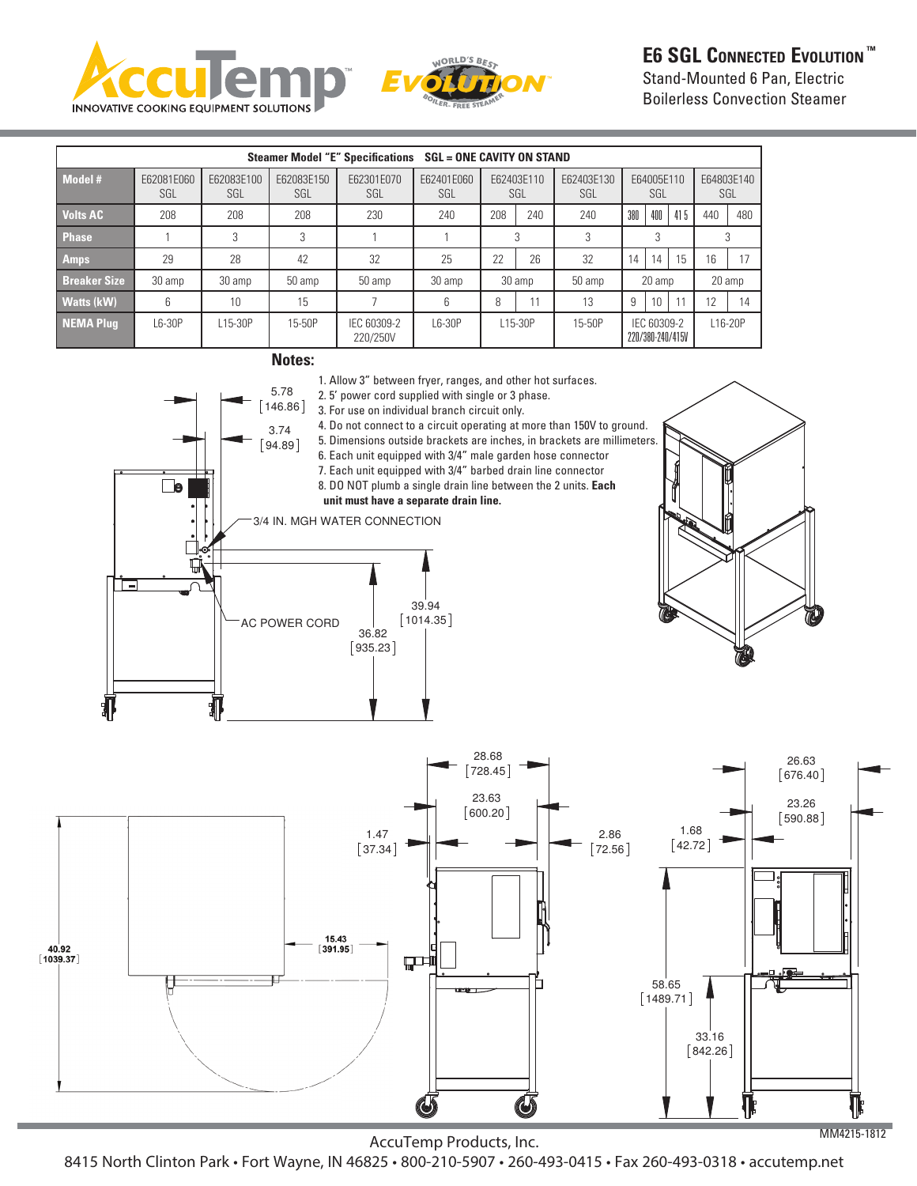# E6 SGL Connected Evolution™

Stand-Mounted 6 Pan, Electric Boilerless Convection Steamer

**Steamer Model "E" Specifications  SGL = ONE CAVITY ON STAND**

| Model # | E62081E060 SGL | E62083E100 SGL | E62083E150 SGL | E62301E070 SGL | E62401E060 SGL | E62403E110 SGL | | E62403E130 SGL | E64005E110 SGL | | | E64803E140 SGL | |
|---|---|---|---|---|---|---|---|---|---|---|---|---|---|
| Volts AC | 208 | 208 | 208 | 230 | 240 | 208 | 240 | 240 | 380 | 400 | 415 | 440 | 480 |
| Phase | 1 | 3 | 3 | 1 | 1 | 3 | | 3 | 3 | | | 3 | |
| Amps | 29 | 28 | 42 | 32 | 25 | 22 | 26 | 32 | 14 | 14 | 15 | 16 | 17 |
| Breaker Size | 30 amp | 30 amp | 50 amp | 50 amp | 30 amp | 30 amp | | 50 amp | 20 amp | | | 20 amp | |
| Watts (kW) | 6 | 10 | 15 | 7 | 6 | 8 | 11 | 13 | 9 | 10 | 11 | 12 | 14 |
| NEMA Plug | L6-30P | L15-30P | 15-50P | IEC 60309-2 220/250V | L6-30P | L15-30P | | 15-50P | IEC 60309-2 220/380-240/415V | | | L16-20P | |

**Notes:**

1. Allow 3" between fryer, ranges, and other hot surfaces.
2. 5' power cord supplied with single or 3 phase.
3. For use on individual branch circuit only.
4. Do not connect to a circuit operating at more than 150V to ground.
5. Dimensions outside brackets are inches, in brackets are millimeters.
6. Each unit equipped with 3/4" male garden hose connector
7. Each unit equipped with 3/4" barbed drain line connector
8. DO NOT plumb a single drain line between the 2 units. **Each unit must have a separate drain line.**

5.78 [146.86]

3.74 [94.89]

3/4 IN. MGH WATER CONNECTION

AC POWER CORD

39.94 [1014.35]

36.82 [935.23]

28.68 [728.45]

23.63 [600.20]

1.47 [37.34]

2.86 [72.56]

26.63 [676.40]

23.26 [590.88]

1.68 [42.72]

40.92 [1039.37]

15.43 [391.95]

58.65 [1489.71]

33.16 [842.26]

MM4215-1812

AccuTemp Products, Inc.

8415 North Clinton Park • Fort Wayne, IN 46825 • 800-210-5907 • 260-493-0415 • Fax 260-493-0318 • accutemp.net